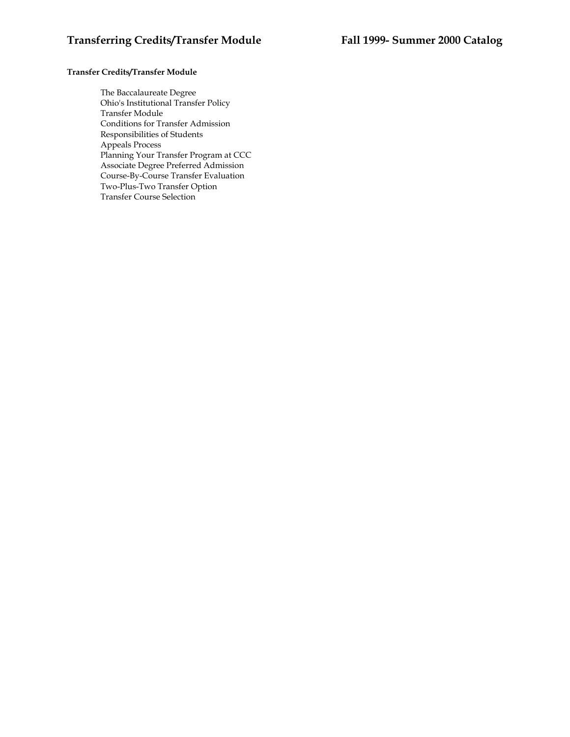**Transfer Credits/Transfer Module**

- The Baccalaureate Degree
- Ohio's Institutional Transfer Policy
- Transfer Module
- Conditions for Transfer Admission
- Responsibilities of Students
- Appeals Process
- Planning Your Transfer Program at CCC
- Associate Degree Preferred Admission
- Course-By-Course Transfer Evaluation
- Two-Plus-Two Transfer Option
- Transfer Course Selection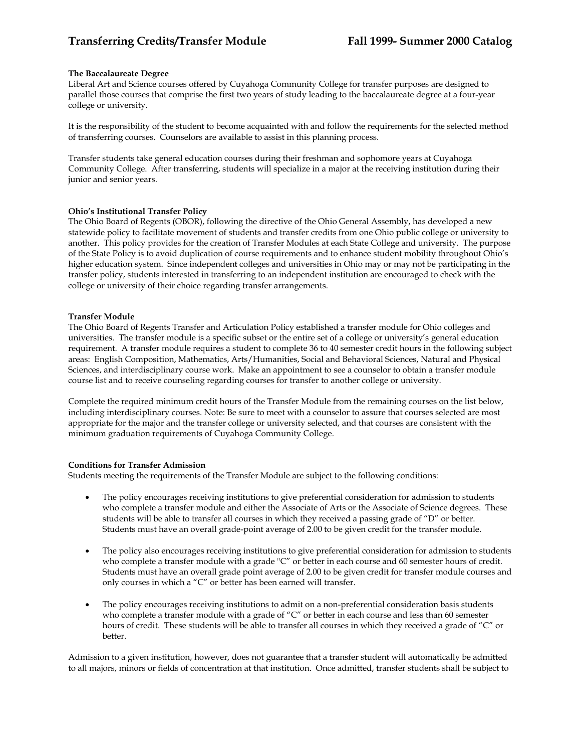### The Baccalaureate Degree

Liberal Art and Science courses offered by Cuyahoga Community College for transfer purposes are designed to parallel those courses that comprise the first two years of study leading to the baccalaureate degree at a four-year college or university.

It is the responsibility of the student to become acquainted with and follow the requirements for the selected method of transferring courses. Counselors are available to assist in this planning process.

Transfer students take general education courses during their freshman and sophomore years at Cuyahoga Community College. After transferring, students will specialize in a major at the receiving institution during their junior and senior years.

### Ohio's Institutional Transfer Policy

The Ohio Board of Regents (OBOR), following the directive of the Ohio General Assembly, has developed a new statewide policy to facilitate movement of students and transfer credits from one Ohio public college or university to another. This policy provides for the creation of Transfer Modules at each State College and university. The purpose of the State Policy is to avoid duplication of course requirements and to enhance student mobility throughout Ohio's higher education system. Since independent colleges and universities in Ohio may or may not be participating in the transfer policy, students interested in transferring to an independent institution are encouraged to check with the college or university of their choice regarding transfer arrangements.

### Transfer Module

The Ohio Board of Regents Transfer and Articulation Policy established a transfer module for Ohio colleges and universities. The transfer module is a specific subset or the entire set of a college or university's general education requirement. A transfer module requires a student to complete 36 to 40 semester credit hours in the following subject areas: English Composition, Mathematics, Arts/Humanities, Social and Behavioral Sciences, Natural and Physical Sciences, and interdisciplinary course work. Make an appointment to see a counselor to obtain a transfer module course list and to receive counseling regarding courses for transfer to another college or university.

Complete the required minimum credit hours of the Transfer Module from the remaining courses on the list below, including interdisciplinary courses. Note: Be sure to meet with a counselor to assure that courses selected are most appropriate for the major and the transfer college or university selected, and that courses are consistent with the minimum graduation requirements of Cuyahoga Community College.

### Conditions for Transfer Admission

Students meeting the requirements of the Transfer Module are subject to the following conditions:

- The policy encourages receiving institutions to give preferential consideration for admission to students who complete a transfer module and either the Associate of Arts or the Associate of Science degrees. These students will be able to transfer all courses in which they received a passing grade of "D" or better. Students must have an overall grade-point average of 2.00 to be given credit for the transfer module.

- The policy also encourages receiving institutions to give preferential consideration for admission to students who complete a transfer module with a grade "C" or better in each course and 60 semester hours of credit. Students must have an overall grade point average of 2.00 to be given credit for transfer module courses and only courses in which a "C" or better has been earned will transfer.

- The policy encourages receiving institutions to admit on a non-preferential consideration basis students who complete a transfer module with a grade of "C" or better in each course and less than 60 semester hours of credit. These students will be able to transfer all courses in which they received a grade of "C" or better.

Admission to a given institution, however, does not guarantee that a transfer student will automatically be admitted to all majors, minors or fields of concentration at that institution. Once admitted, transfer students shall be subject to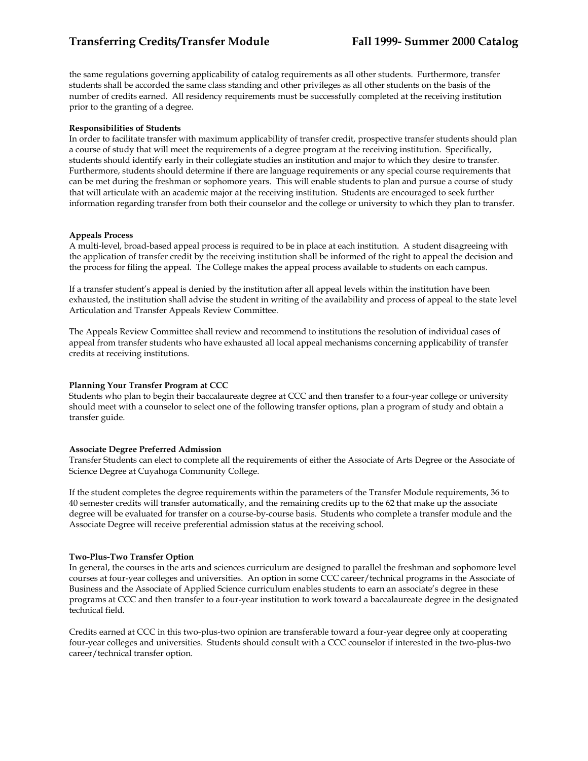the same regulations governing applicability of catalog requirements as all other students. Furthermore, transfer students shall be accorded the same class standing and other privileges as all other students on the basis of the number of credits earned. All residency requirements must be successfully completed at the receiving institution prior to the granting of a degree.

**Responsibilities of Students**

In order to facilitate transfer with maximum applicability of transfer credit, prospective transfer students should plan a course of study that will meet the requirements of a degree program at the receiving institution. Specifically, students should identify early in their collegiate studies an institution and major to which they desire to transfer. Furthermore, students should determine if there are language requirements or any special course requirements that can be met during the freshman or sophomore years. This will enable students to plan and pursue a course of study that will articulate with an academic major at the receiving institution. Students are encouraged to seek further information regarding transfer from both their counselor and the college or university to which they plan to transfer.

**Appeals Process**

A multi-level, broad-based appeal process is required to be in place at each institution. A student disagreeing with the application of transfer credit by the receiving institution shall be informed of the right to appeal the decision and the process for filing the appeal. The College makes the appeal process available to students on each campus.

If a transfer student's appeal is denied by the institution after all appeal levels within the institution have been exhausted, the institution shall advise the student in writing of the availability and process of appeal to the state level Articulation and Transfer Appeals Review Committee.

The Appeals Review Committee shall review and recommend to institutions the resolution of individual cases of appeal from transfer students who have exhausted all local appeal mechanisms concerning applicability of transfer credits at receiving institutions.

**Planning Your Transfer Program at CCC**

Students who plan to begin their baccalaureate degree at CCC and then transfer to a four-year college or university should meet with a counselor to select one of the following transfer options, plan a program of study and obtain a transfer guide.

**Associate Degree Preferred Admission**

Transfer Students can elect to complete all the requirements of either the Associate of Arts Degree or the Associate of Science Degree at Cuyahoga Community College.

If the student completes the degree requirements within the parameters of the Transfer Module requirements, 36 to 40 semester credits will transfer automatically, and the remaining credits up to the 62 that make up the associate degree will be evaluated for transfer on a course-by-course basis. Students who complete a transfer module and the Associate Degree will receive preferential admission status at the receiving school.

**Two-Plus-Two Transfer Option**

In general, the courses in the arts and sciences curriculum are designed to parallel the freshman and sophomore level courses at four-year colleges and universities. An option in some CCC career/technical programs in the Associate of Business and the Associate of Applied Science curriculum enables students to earn an associate's degree in these programs at CCC and then transfer to a four-year institution to work toward a baccalaureate degree in the designated technical field.

Credits earned at CCC in this two-plus-two opinion are transferable toward a four-year degree only at cooperating four-year colleges and universities. Students should consult with a CCC counselor if interested in the two-plus-two career/technical transfer option.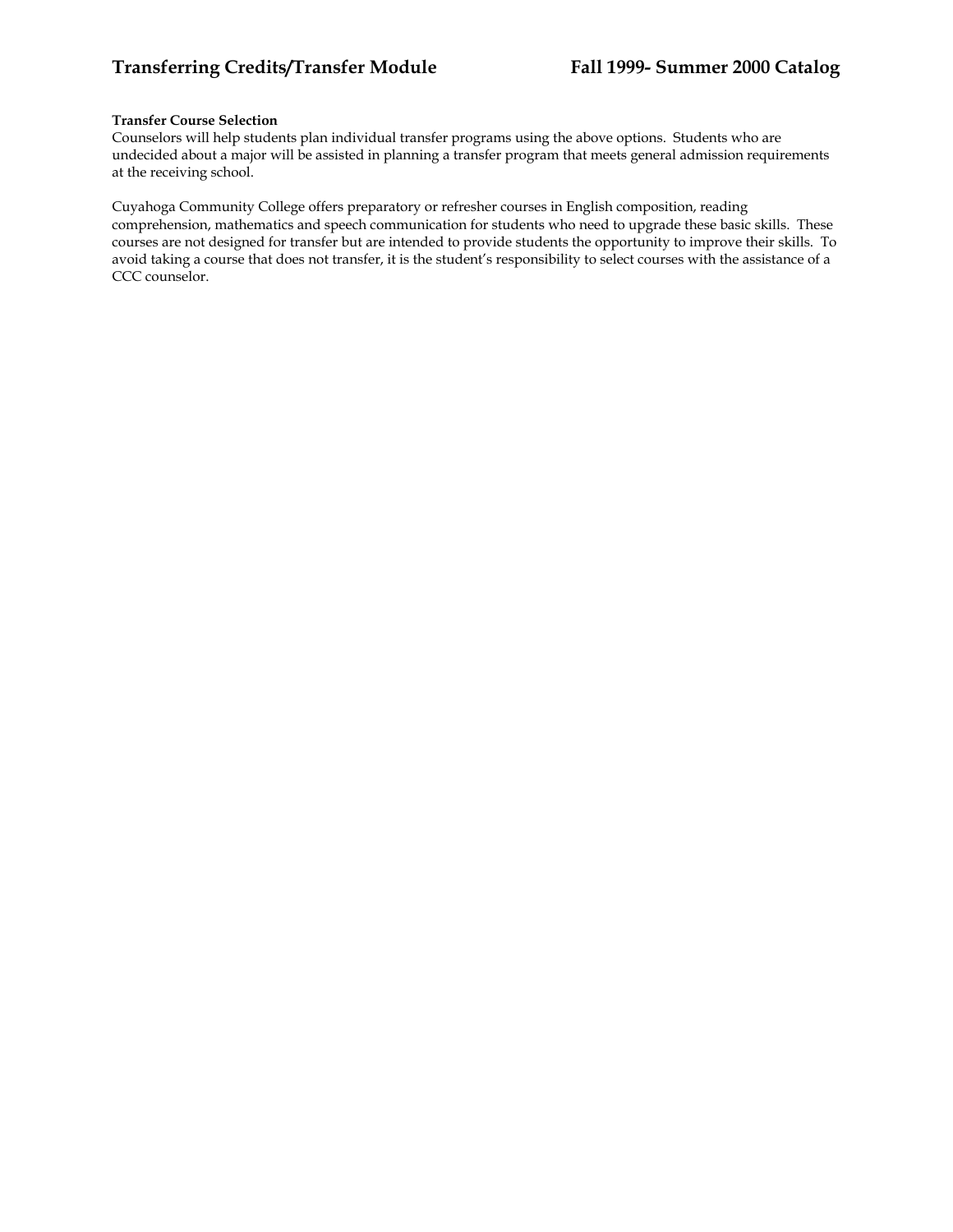**Transfer Course Selection**

Counselors will help students plan individual transfer programs using the above options. Students who are undecided about a major will be assisted in planning a transfer program that meets general admission requirements at the receiving school.

Cuyahoga Community College offers preparatory or refresher courses in English composition, reading comprehension, mathematics and speech communication for students who need to upgrade these basic skills. These courses are not designed for transfer but are intended to provide students the opportunity to improve their skills. To avoid taking a course that does not transfer, it is the student's responsibility to select courses with the assistance of a CCC counselor.